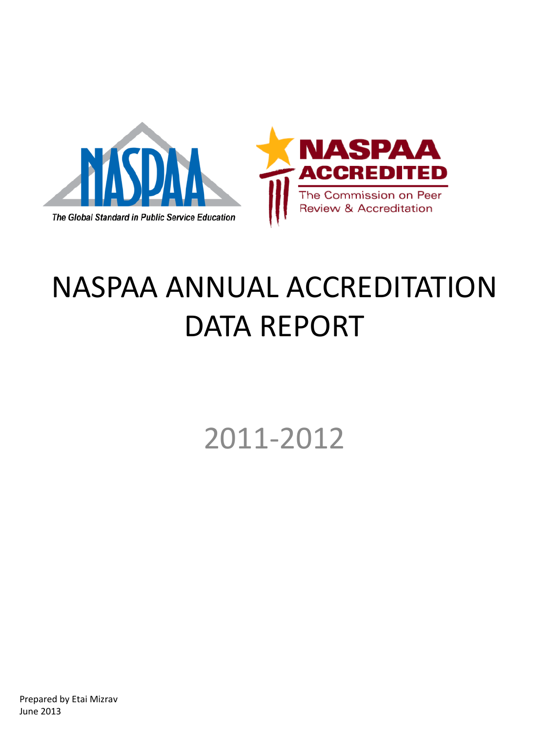# NASPAA ANNUAL ACCREDITATION DATA REPORT

## 2011-2012

Prepared by Etai Mizrav
June 2013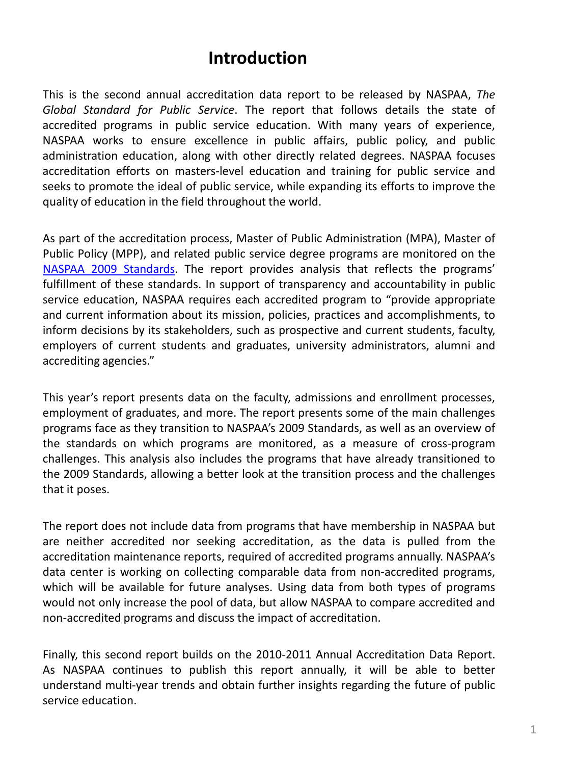# Introduction

This is the second annual accreditation data report to be released by NASPAA, *The Global Standard for Public Service*. The report that follows details the state of accredited programs in public service education. With many years of experience, NASPAA works to ensure excellence in public affairs, public policy, and public administration education, along with other directly related degrees. NASPAA focuses accreditation efforts on masters-level education and training for public service and seeks to promote the ideal of public service, while expanding its efforts to improve the quality of education in the field throughout the world.

As part of the accreditation process, Master of Public Administration (MPA), Master of Public Policy (MPP), and related public service degree programs are monitored on the NASPAA 2009 Standards. The report provides analysis that reflects the programs' fulfillment of these standards. In support of transparency and accountability in public service education, NASPAA requires each accredited program to "provide appropriate and current information about its mission, policies, practices and accomplishments, to inform decisions by its stakeholders, such as prospective and current students, faculty, employers of current students and graduates, university administrators, alumni and accrediting agencies."

This year's report presents data on the faculty, admissions and enrollment processes, employment of graduates, and more. The report presents some of the main challenges programs face as they transition to NASPAA's 2009 Standards, as well as an overview of the standards on which programs are monitored, as a measure of cross-program challenges. This analysis also includes the programs that have already transitioned to the 2009 Standards, allowing a better look at the transition process and the challenges that it poses.

The report does not include data from programs that have membership in NASPAA but are neither accredited nor seeking accreditation, as the data is pulled from the accreditation maintenance reports, required of accredited programs annually. NASPAA's data center is working on collecting comparable data from non-accredited programs, which will be available for future analyses. Using data from both types of programs would not only increase the pool of data, but allow NASPAA to compare accredited and non-accredited programs and discuss the impact of accreditation.

Finally, this second report builds on the 2010-2011 Annual Accreditation Data Report. As NASPAA continues to publish this report annually, it will be able to better understand multi-year trends and obtain further insights regarding the future of public service education.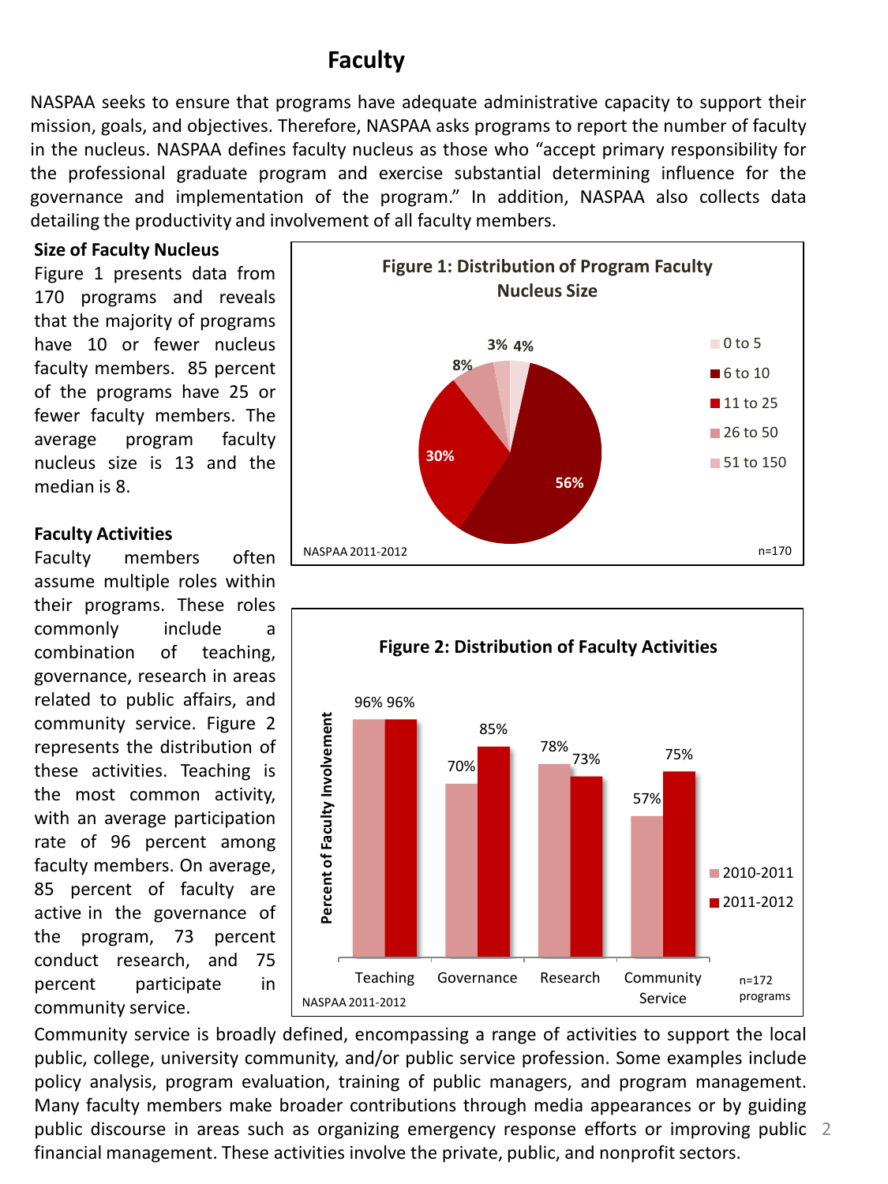# Faculty

NASPAA seeks to ensure that programs have adequate administrative capacity to support their mission, goals, and objectives. Therefore, NASPAA asks programs to report the number of faculty in the nucleus. NASPAA defines faculty nucleus as those who "accept primary responsibility for the professional graduate program and exercise substantial determining influence for the governance and implementation of the program." In addition, NASPAA also collects data detailing the productivity and involvement of all faculty members.

### Size of Faculty Nucleus

Figure 1 presents data from 170 programs and reveals that the majority of programs have 10 or fewer nucleus faculty members. 85 percent of the programs have 25 or fewer faculty members. The average program faculty nucleus size is 13 and the median is 8.

**Figure 1: Distribution of Program Faculty Nucleus Size**

| Nucleus Size | Percent |
|---|---|
| 0 to 5 | 4% |
| 6 to 10 | 56% |
| 11 to 25 | 30% |
| 26 to 50 | 8% |
| 51 to 150 | 3% |

NASPAA 2011-2012 n=170

### Faculty Activities

Faculty members often assume multiple roles within their programs. These roles commonly include a combination of teaching, governance, research in areas related to public affairs, and community service. Figure 2 represents the distribution of these activities. Teaching is the most common activity, with an average participation rate of 96 percent among faculty members. On average, 85 percent of faculty are active in the governance of the program, 73 percent conduct research, and 75 percent participate in community service.

**Figure 2: Distribution of Faculty Activities**

| Percent of Faculty Involvement | 2010-2011 | 2011-2012 |
|---|---|---|
| Teaching | 96% | 96% |
| Governance | 70% | 85% |
| Research | 78% | 73% |
| Community Service | 57% | 75% |

NASPAA 2011-2012 n=172 programs

Community service is broadly defined, encompassing a range of activities to support the local public, college, university community, and/or public service profession. Some examples include policy analysis, program evaluation, training of public managers, and program management. Many faculty members make broader contributions through media appearances or by guiding public discourse in areas such as organizing emergency response efforts or improving public financial management. These activities involve the private, public, and nonprofit sectors.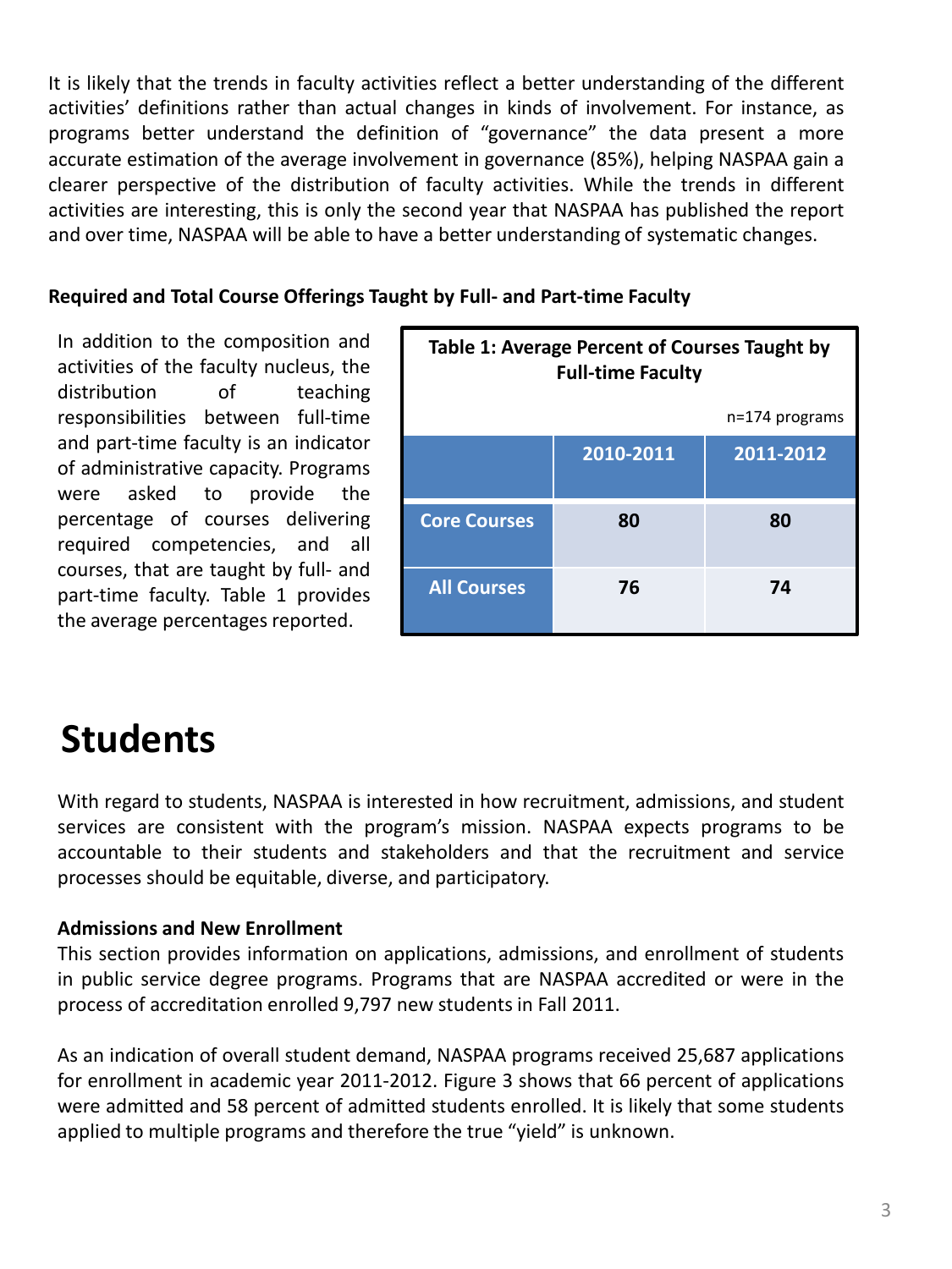It is likely that the trends in faculty activities reflect a better understanding of the different activities' definitions rather than actual changes in kinds of involvement. For instance, as programs better understand the definition of "governance" the data present a more accurate estimation of the average involvement in governance (85%), helping NASPAA gain a clearer perspective of the distribution of faculty activities. While the trends in different activities are interesting, this is only the second year that NASPAA has published the report and over time, NASPAA will be able to have a better understanding of systematic changes.

**Required and Total Course Offerings Taught by Full- and Part-time Faculty**

In addition to the composition and activities of the faculty nucleus, the distribution of teaching responsibilities between full-time and part-time faculty is an indicator of administrative capacity. Programs were asked to provide the percentage of courses delivering required competencies, and all courses, that are taught by full- and part-time faculty. Table 1 provides the average percentages reported.

**Table 1: Average Percent of Courses Taught by Full-time Faculty**

n=174 programs

| | 2010-2011 | 2011-2012 |
|---|---|---|
| Core Courses | 80 | 80 |
| All Courses | 76 | 74 |

# Students

With regard to students, NASPAA is interested in how recruitment, admissions, and student services are consistent with the program's mission. NASPAA expects programs to be accountable to their students and stakeholders and that the recruitment and service processes should be equitable, diverse, and participatory.

**Admissions and New Enrollment**

This section provides information on applications, admissions, and enrollment of students in public service degree programs. Programs that are NASPAA accredited or were in the process of accreditation enrolled 9,797 new students in Fall 2011.

As an indication of overall student demand, NASPAA programs received 25,687 applications for enrollment in academic year 2011-2012. Figure 3 shows that 66 percent of applications were admitted and 58 percent of admitted students enrolled. It is likely that some students applied to multiple programs and therefore the true "yield" is unknown.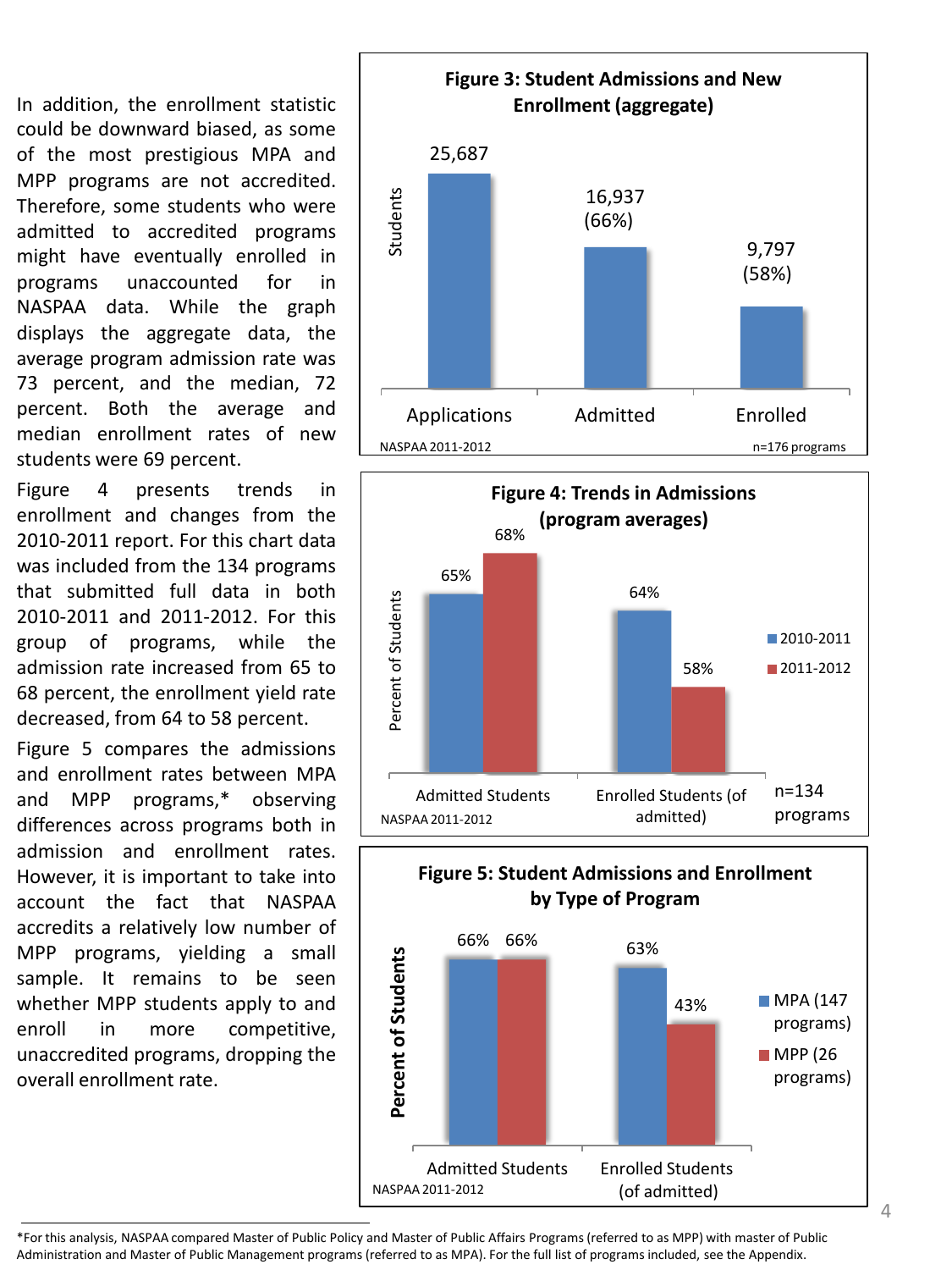In addition, the enrollment statistic could be downward biased, as some of the most prestigious MPA and MPP programs are not accredited. Therefore, some students who were admitted to accredited programs might have eventually enrolled in programs unaccounted for in NASPAA data. While the graph displays the aggregate data, the average program admission rate was 73 percent, and the median, 72 percent. Both the average and median enrollment rates of new students were 69 percent.

Figure 4 presents trends in enrollment and changes from the 2010-2011 report. For this chart data was included from the 134 programs that submitted full data in both 2010-2011 and 2011-2012. For this group of programs, while the admission rate increased from 65 to 68 percent, the enrollment yield rate decreased, from 64 to 58 percent.

Figure 5 compares the admissions and enrollment rates between MPA and MPP programs,* observing differences across programs both in admission and enrollment rates. However, it is important to take into account the fact that NASPAA accredits a relatively low number of MPP programs, yielding a small sample. It remains to be seen whether MPP students apply to and enroll in more competitive, unaccredited programs, dropping the overall enrollment rate.

**Figure 3: Student Admissions and New Enrollment (aggregate)**

| | Students |
|---|---|
| Applications | 25,687 |
| Admitted | 16,937 (66%) |
| Enrolled | 9,797 (58%) |

NASPAA 2011-2012 — n=176 programs

**Figure 4: Trends in Admissions (program averages)**

| Percent of Students | 2010-2011 | 2011-2012 |
|---|---|---|
| Admitted Students | 65% | 68% |
| Enrolled Students (of admitted) | 64% | 58% |

NASPAA 2011-2012 — n=134 programs

**Figure 5: Student Admissions and Enrollment by Type of Program**

| Percent of Students | MPA (147 programs) | MPP (26 programs) |
|---|---|---|
| Admitted Students | 66% | 66% |
| Enrolled Students (of admitted) | 63% | 43% |

NASPAA 2011-2012

*For this analysis, NASPAA compared Master of Public Policy and Master of Public Affairs Programs (referred to as MPP) with master of Public Administration and Master of Public Management programs (referred to as MPA). For the full list of programs included, see the Appendix.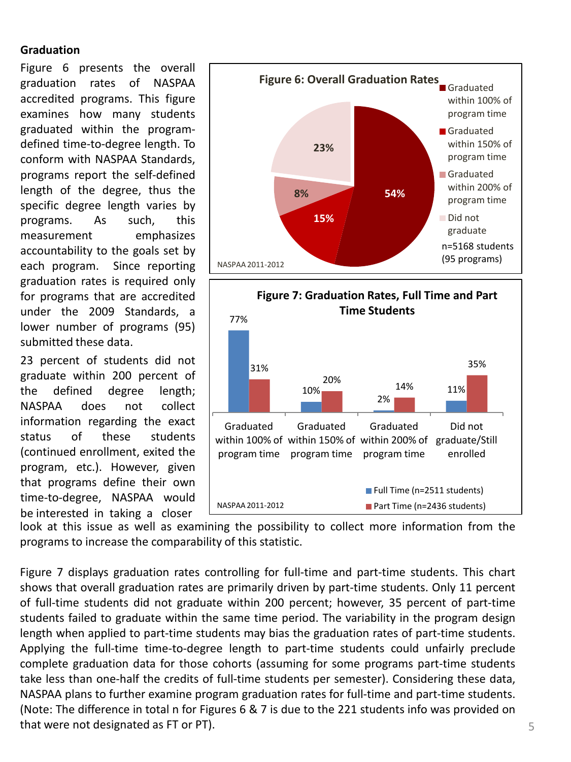## Graduation

Figure 6 presents the overall graduation rates of NASPAA accredited programs. This figure examines how many students graduated within the program-defined time-to-degree length. To conform with NASPAA Standards, programs report the self-defined length of the degree, thus the specific degree length varies by programs. As such, this measurement emphasizes accountability to the goals set by each program. Since reporting graduation rates is required only for programs that are accredited under the 2009 Standards, a lower number of programs (95) submitted these data.

**Figure 6: Overall Graduation Rates**

| Category | Percent |
|---|---|
| Graduated within 100% of program time | 54% |
| Graduated within 150% of program time | 15% |
| Graduated within 200% of program time | 8% |
| Did not graduate | 23% |

n=5168 students (95 programs)

NASPAA 2011-2012

23 percent of students did not graduate within 200 percent of the defined degree length; NASPAA does not collect information regarding the exact status of these students (continued enrollment, exited the program, etc.). However, given that programs define their own time-to-degree, NASPAA would be interested in taking a closer look at this issue as well as examining the possibility to collect more information from the programs to increase the comparability of this statistic.

**Figure 7: Graduation Rates, Full Time and Part Time Students**

| | Full Time (n=2511 students) | Part Time (n=2436 students) |
|---|---|---|
| Graduated within 100% of program time | 77% | 31% |
| Graduated within 150% of program time | 10% | 20% |
| Graduated within 200% of program time | 2% | 14% |
| Did not graduate/Still enrolled | 11% | 35% |

NASPAA 2011-2012

Figure 7 displays graduation rates controlling for full-time and part-time students. This chart shows that overall graduation rates are primarily driven by part-time students. Only 11 percent of full-time students did not graduate within 200 percent; however, 35 percent of part-time students failed to graduate within the same time period. The variability in the program design length when applied to part-time students may bias the graduation rates of part-time students. Applying the full-time time-to-degree length to part-time students could unfairly preclude complete graduation data for those cohorts (assuming for some programs part-time students take less than one-half the credits of full-time students per semester). Considering these data, NASPAA plans to further examine program graduation rates for full-time and part-time students. (Note: The difference in total n for Figures 6 & 7 is due to the 221 students info was provided on that were not designated as FT or PT).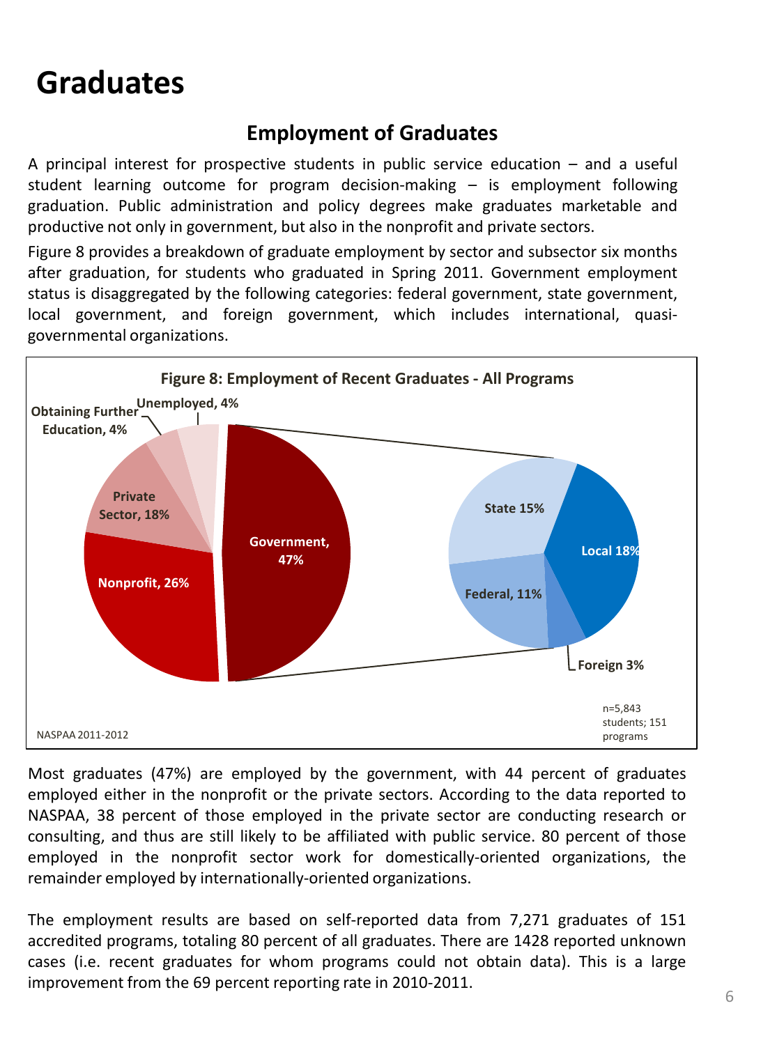# Graduates

## Employment of Graduates

A principal interest for prospective students in public service education – and a useful student learning outcome for program decision-making – is employment following graduation. Public administration and policy degrees make graduates marketable and productive not only in government, but also in the nonprofit and private sectors.

Figure 8 provides a breakdown of graduate employment by sector and subsector six months after graduation, for students who graduated in Spring 2011. Government employment status is disaggregated by the following categories: federal government, state government, local government, and foreign government, which includes international, quasi-governmental organizations.

**Figure 8: Employment of Recent Graduates - All Programs**

| Sector | Percent |
| --- | --- |
| Government | 47% |
| Nonprofit | 26% |
| Private Sector | 18% |
| Obtaining Further Education | 4% |
| Unemployed | 4% |

| Government Subsector | Percent |
| --- | --- |
| Local | 18% |
| State | 15% |
| Federal | 11% |
| Foreign | 3% |

n=5,843 students; 151 programs

NASPAA 2011-2012

Most graduates (47%) are employed by the government, with 44 percent of graduates employed either in the nonprofit or the private sectors. According to the data reported to NASPAA, 38 percent of those employed in the private sector are conducting research or consulting, and thus are still likely to be affiliated with public service. 80 percent of those employed in the nonprofit sector work for domestically-oriented organizations, the remainder employed by internationally-oriented organizations.

The employment results are based on self-reported data from 7,271 graduates of 151 accredited programs, totaling 80 percent of all graduates. There are 1428 reported unknown cases (i.e. recent graduates for whom programs could not obtain data). This is a large improvement from the 69 percent reporting rate in 2010-2011.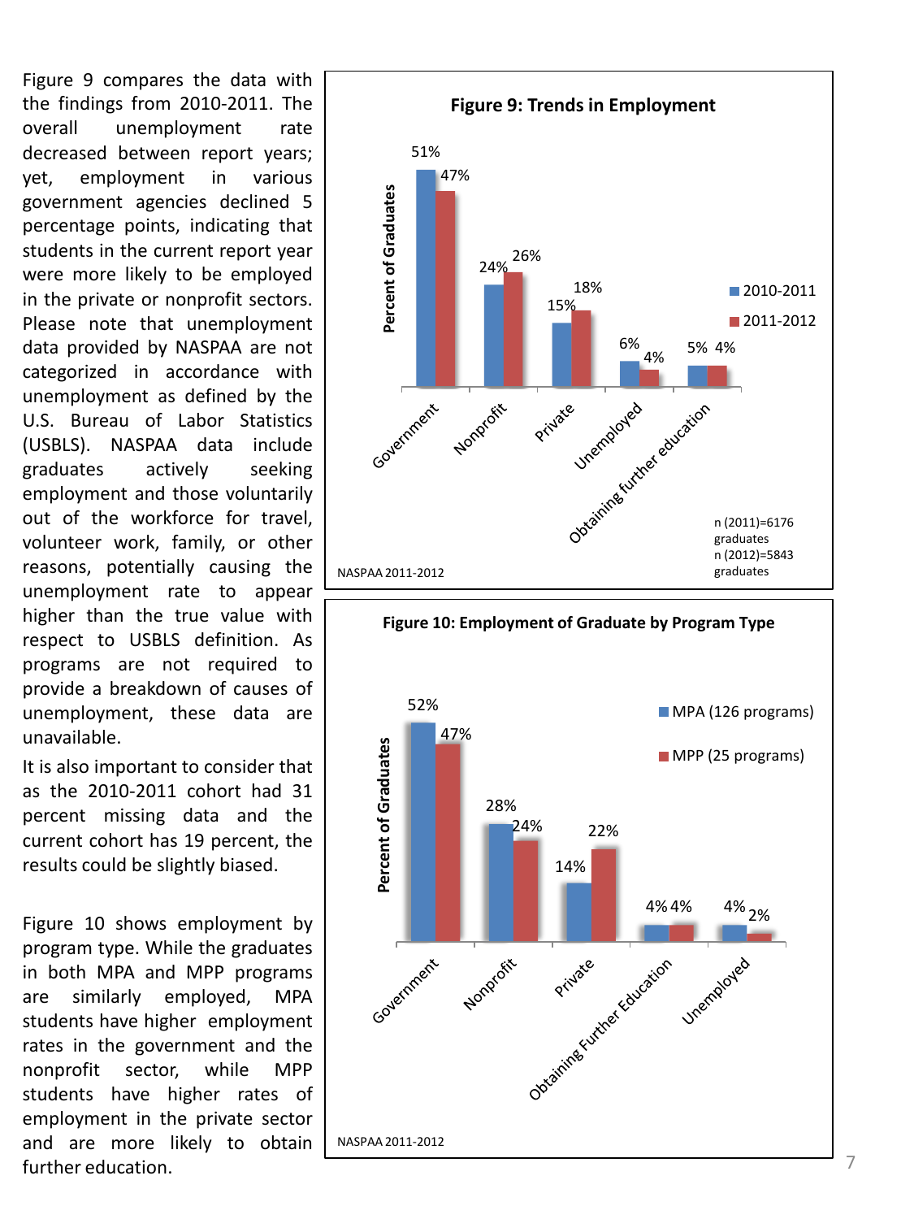Figure 9 compares the data with the findings from 2010-2011. The overall unemployment rate decreased between report years; yet, employment in various government agencies declined 5 percentage points, indicating that students in the current report year were more likely to be employed in the private or nonprofit sectors. Please note that unemployment data provided by NASPAA are not categorized in accordance with unemployment as defined by the U.S. Bureau of Labor Statistics (USBLS). NASPAA data include graduates actively seeking employment and those voluntarily out of the workforce for travel, volunteer work, family, or other reasons, potentially causing the unemployment rate to appear higher than the true value with respect to USBLS definition. As programs are not required to provide a breakdown of causes of unemployment, these data are unavailable.

It is also important to consider that as the 2010-2011 cohort had 31 percent missing data and the current cohort has 19 percent, the results could be slightly biased.

Figure 10 shows employment by program type. While the graduates in both MPA and MPP programs are similarly employed, MPA students have higher employment rates in the government and the nonprofit sector, while MPP students have higher rates of employment in the private sector and are more likely to obtain further education.

**Figure 9: Trends in Employment**

| Percent of Graduates | 2010-2011 | 2011-2012 |
|---|---|---|
| Government | 51% | 47% |
| Nonprofit | 24% | 26% |
| Private | 15% | 18% |
| Unemployed | 6% | 4% |
| Obtaining further education | 5% | 4% |

n (2011)=6176 graduates
n (2012)=5843 graduates

NASPAA 2011-2012

**Figure 10: Employment of Graduate by Program Type**

| Percent of Graduates | MPA (126 programs) | MPP (25 programs) |
|---|---|---|
| Government | 52% | 47% |
| Nonprofit | 28% | 24% |
| Private | 14% | 22% |
| Obtaining Further Education | 4% | 4% |
| Unemployed | 4% | 2% |

NASPAA 2011-2012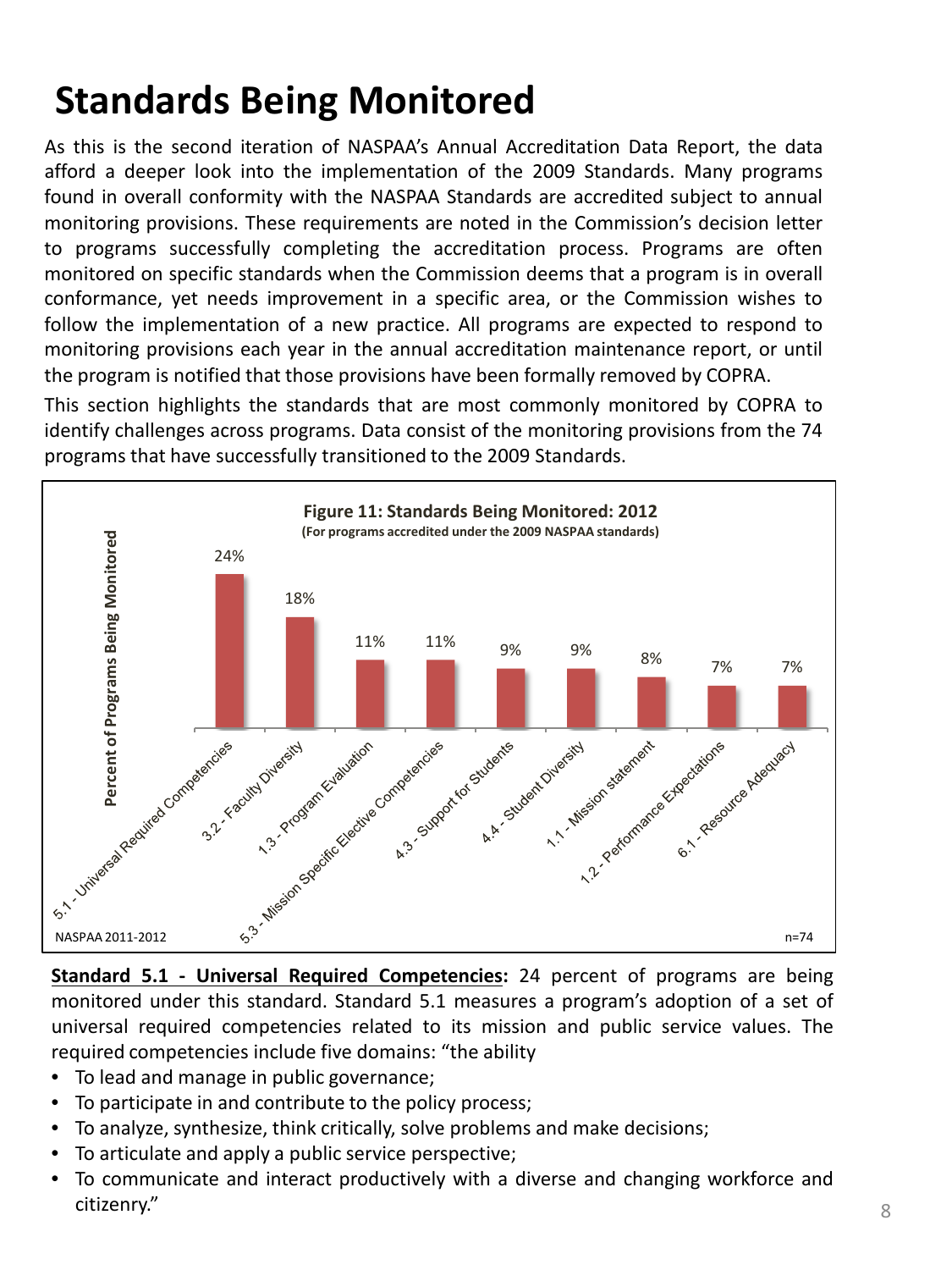# Standards Being Monitored

As this is the second iteration of NASPAA's Annual Accreditation Data Report, the data afford a deeper look into the implementation of the 2009 Standards. Many programs found in overall conformity with the NASPAA Standards are accredited subject to annual monitoring provisions. These requirements are noted in the Commission's decision letter to programs successfully completing the accreditation process. Programs are often monitored on specific standards when the Commission deems that a program is in overall conformance, yet needs improvement in a specific area, or the Commission wishes to follow the implementation of a new practice. All programs are expected to respond to monitoring provisions each year in the annual accreditation maintenance report, or until the program is notified that those provisions have been formally removed by COPRA.

This section highlights the standards that are most commonly monitored by COPRA to identify challenges across programs. Data consist of the monitoring provisions from the 74 programs that have successfully transitioned to the 2009 Standards.

**Figure 11: Standards Being Monitored: 2012**
**(For programs accredited under the 2009 NASPAA standards)**

| Standard | Percent of Programs Being Monitored |
|---|---|
| 5.1 - Universal Required Competencies | 24% |
| 3.2 - Faculty Diversity | 18% |
| 1.3 - Program Evaluation | 11% |
| 5.3 - Mission Specific Elective Competencies | 11% |
| 4.3 - Support for Students | 9% |
| 4.4 - Student Diversity | 9% |
| 1.1 - Mission statement | 8% |
| 1.2 - Performance Expectations | 7% |
| 6.1 - Resource Adequacy | 7% |

NASPAA 2011-2012 n=74

**Standard 5.1 - Universal Required Competencies:** 24 percent of programs are being monitored under this standard. Standard 5.1 measures a program's adoption of a set of universal required competencies related to its mission and public service values. The required competencies include five domains: "the ability

- To lead and manage in public governance;
- To participate in and contribute to the policy process;
- To analyze, synthesize, think critically, solve problems and make decisions;
- To articulate and apply a public service perspective;
- To communicate and interact productively with a diverse and changing workforce and citizenry."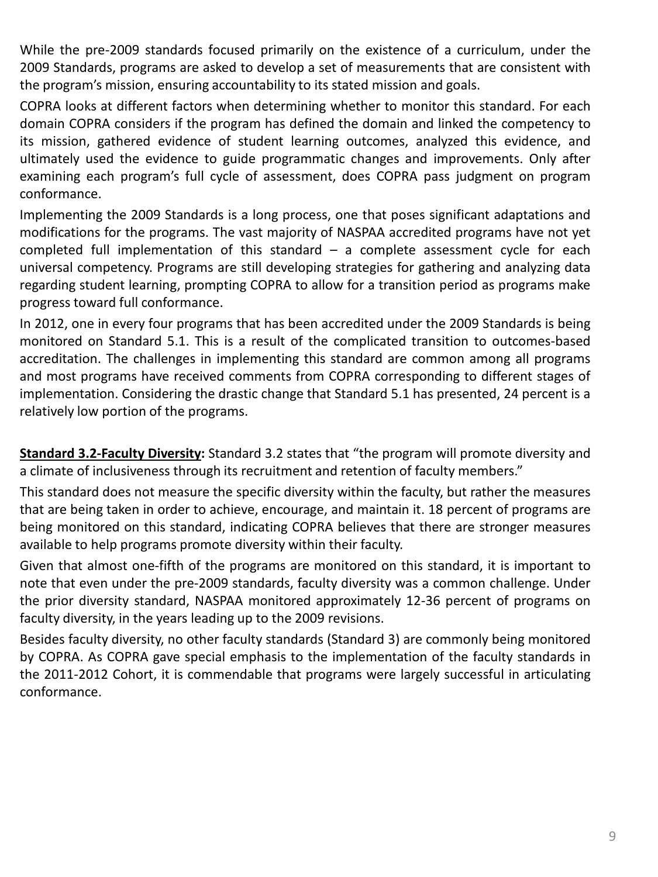While the pre-2009 standards focused primarily on the existence of a curriculum, under the 2009 Standards, programs are asked to develop a set of measurements that are consistent with the program's mission, ensuring accountability to its stated mission and goals.

COPRA looks at different factors when determining whether to monitor this standard. For each domain COPRA considers if the program has defined the domain and linked the competency to its mission, gathered evidence of student learning outcomes, analyzed this evidence, and ultimately used the evidence to guide programmatic changes and improvements. Only after examining each program's full cycle of assessment, does COPRA pass judgment on program conformance.

Implementing the 2009 Standards is a long process, one that poses significant adaptations and modifications for the programs. The vast majority of NASPAA accredited programs have not yet completed full implementation of this standard – a complete assessment cycle for each universal competency. Programs are still developing strategies for gathering and analyzing data regarding student learning, prompting COPRA to allow for a transition period as programs make progress toward full conformance.

In 2012, one in every four programs that has been accredited under the 2009 Standards is being monitored on Standard 5.1. This is a result of the complicated transition to outcomes-based accreditation. The challenges in implementing this standard are common among all programs and most programs have received comments from COPRA corresponding to different stages of implementation. Considering the drastic change that Standard 5.1 has presented, 24 percent is a relatively low portion of the programs.

**Standard 3.2-Faculty Diversity:** Standard 3.2 states that "the program will promote diversity and a climate of inclusiveness through its recruitment and retention of faculty members."

This standard does not measure the specific diversity within the faculty, but rather the measures that are being taken in order to achieve, encourage, and maintain it. 18 percent of programs are being monitored on this standard, indicating COPRA believes that there are stronger measures available to help programs promote diversity within their faculty.

Given that almost one-fifth of the programs are monitored on this standard, it is important to note that even under the pre-2009 standards, faculty diversity was a common challenge. Under the prior diversity standard, NASPAA monitored approximately 12-36 percent of programs on faculty diversity, in the years leading up to the 2009 revisions.

Besides faculty diversity, no other faculty standards (Standard 3) are commonly being monitored by COPRA. As COPRA gave special emphasis to the implementation of the faculty standards in the 2011-2012 Cohort, it is commendable that programs were largely successful in articulating conformance.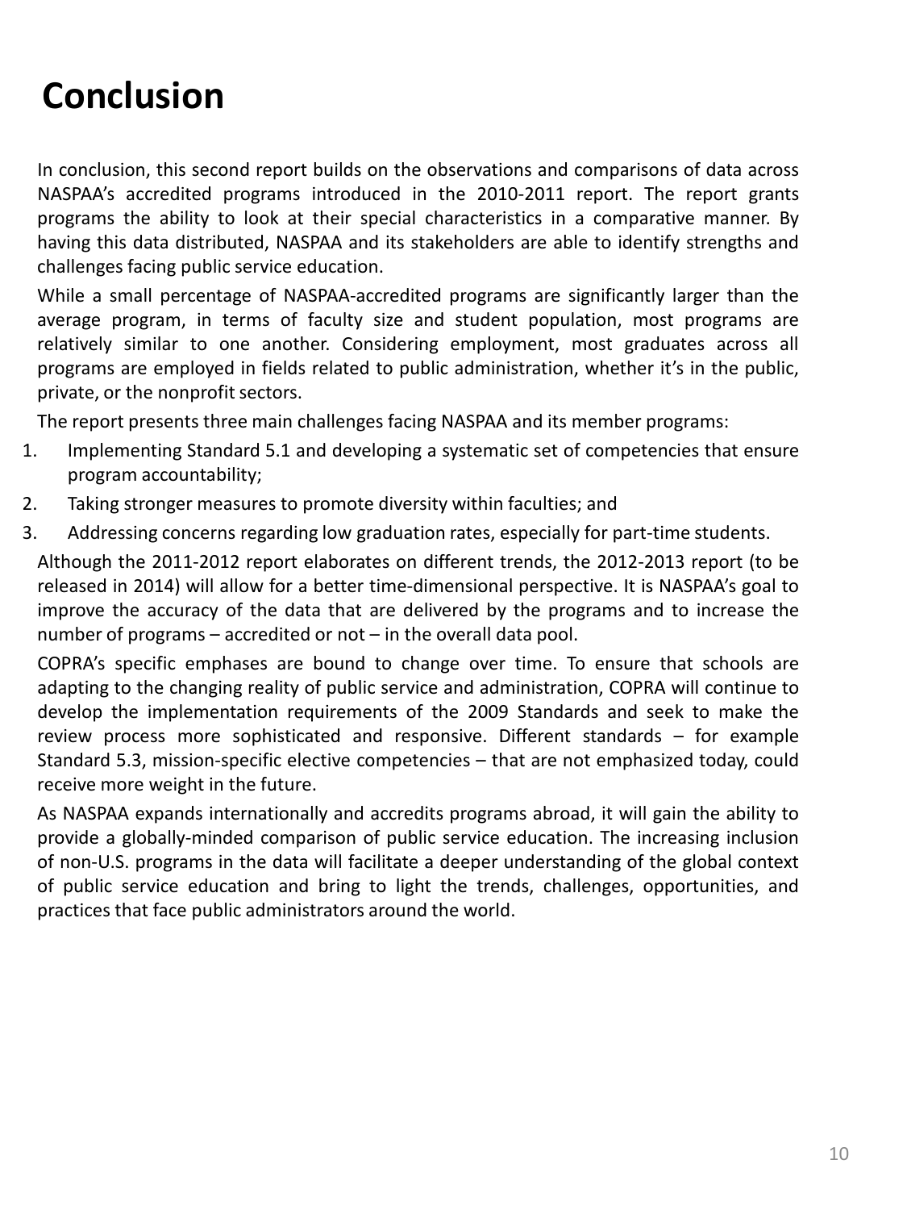# Conclusion

In conclusion, this second report builds on the observations and comparisons of data across NASPAA's accredited programs introduced in the 2010-2011 report. The report grants programs the ability to look at their special characteristics in a comparative manner. By having this data distributed, NASPAA and its stakeholders are able to identify strengths and challenges facing public service education.

While a small percentage of NASPAA-accredited programs are significantly larger than the average program, in terms of faculty size and student population, most programs are relatively similar to one another. Considering employment, most graduates across all programs are employed in fields related to public administration, whether it's in the public, private, or the nonprofit sectors.

The report presents three main challenges facing NASPAA and its member programs:

1. Implementing Standard 5.1 and developing a systematic set of competencies that ensure program accountability;
2. Taking stronger measures to promote diversity within faculties; and
3. Addressing concerns regarding low graduation rates, especially for part-time students.

Although the 2011-2012 report elaborates on different trends, the 2012-2013 report (to be released in 2014) will allow for a better time-dimensional perspective. It is NASPAA's goal to improve the accuracy of the data that are delivered by the programs and to increase the number of programs – accredited or not – in the overall data pool.

COPRA's specific emphases are bound to change over time. To ensure that schools are adapting to the changing reality of public service and administration, COPRA will continue to develop the implementation requirements of the 2009 Standards and seek to make the review process more sophisticated and responsive. Different standards – for example Standard 5.3, mission-specific elective competencies – that are not emphasized today, could receive more weight in the future.

As NASPAA expands internationally and accredits programs abroad, it will gain the ability to provide a globally-minded comparison of public service education. The increasing inclusion of non-U.S. programs in the data will facilitate a deeper understanding of the global context of public service education and bring to light the trends, challenges, opportunities, and practices that face public administrators around the world.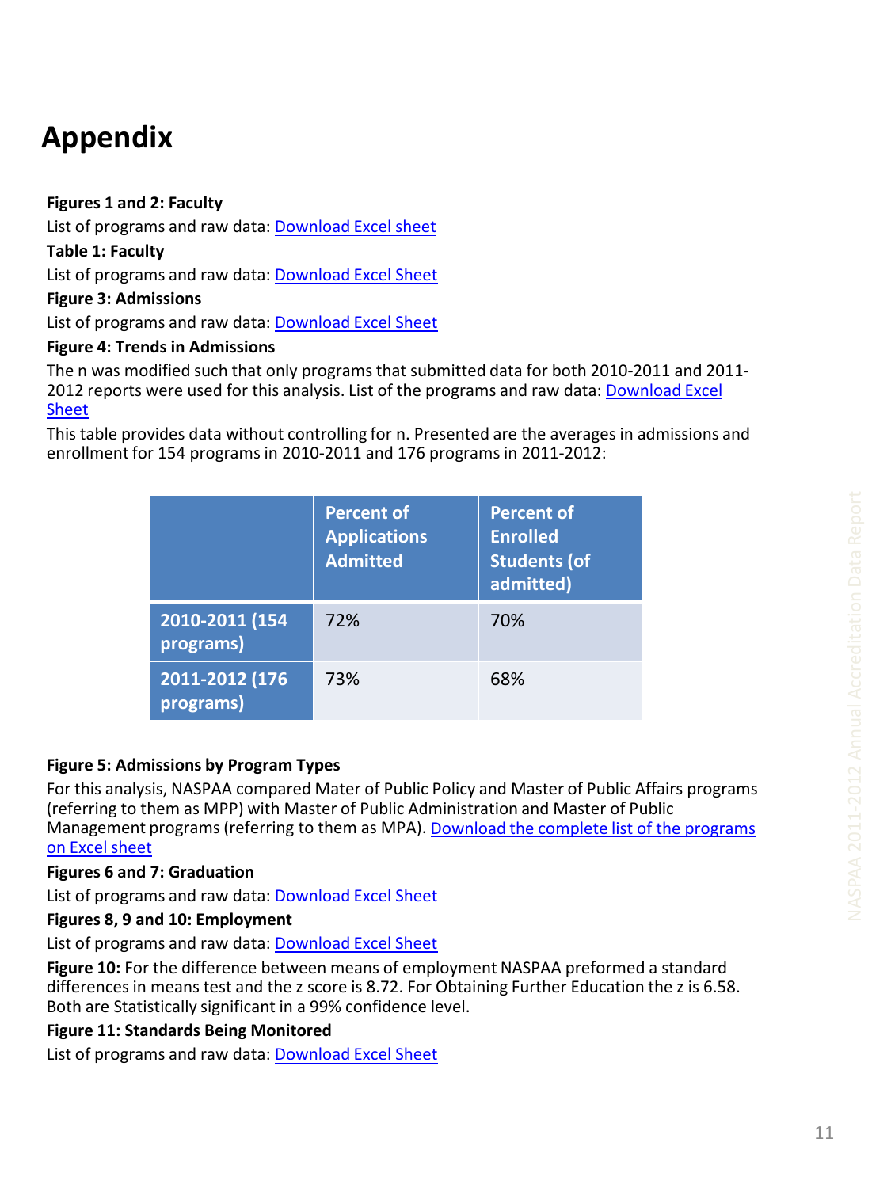# Appendix

**Figures 1 and 2: Faculty**

List of programs and raw data: Download Excel sheet

**Table 1: Faculty**

List of programs and raw data: Download Excel Sheet

**Figure 3: Admissions**

List of programs and raw data: Download Excel Sheet

**Figure 4: Trends in Admissions**

The n was modified such that only programs that submitted data for both 2010-2011 and 2011-2012 reports were used for this analysis. List of the programs and raw data: Download Excel Sheet

This table provides data without controlling for n. Presented are the averages in admissions and enrollment for 154 programs in 2010-2011 and 176 programs in 2011-2012:

| | Percent of Applications Admitted | Percent of Enrolled Students (of admitted) |
|---|---|---|
| **2010-2011 (154 programs)** | 72% | 70% |
| **2011-2012 (176 programs)** | 73% | 68% |

**Figure 5: Admissions by Program Types**

For this analysis, NASPAA compared Mater of Public Policy and Master of Public Affairs programs (referring to them as MPP) with Master of Public Administration and Master of Public Management programs (referring to them as MPA). Download the complete list of the programs on Excel sheet

**Figures 6 and 7: Graduation**

List of programs and raw data: Download Excel Sheet

**Figures 8, 9 and 10: Employment**

List of programs and raw data: Download Excel Sheet

**Figure 10:** For the difference between means of employment NASPAA preformed a standard differences in means test and the z score is 8.72. For Obtaining Further Education the z is 6.58. Both are Statistically significant in a 99% confidence level.

**Figure 11: Standards Being Monitored**

List of programs and raw data: Download Excel Sheet